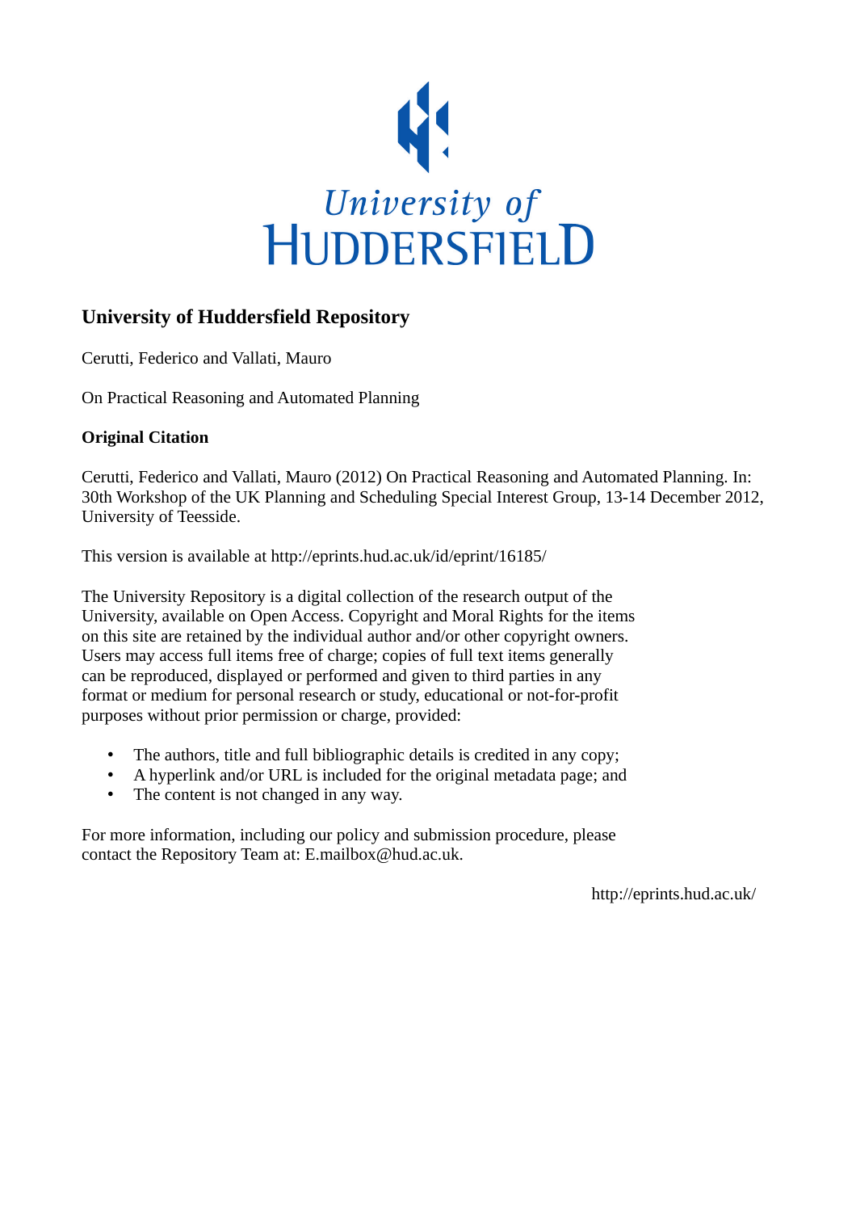University of
HUDDERSFIELD

## University of Huddersfield Repository

Cerutti, Federico and Vallati, Mauro

On Practical Reasoning and Automated Planning

### Original Citation

Cerutti, Federico and Vallati, Mauro (2012) On Practical Reasoning and Automated Planning. In: 30th Workshop of the UK Planning and Scheduling Special Interest Group, 13-14 December 2012, University of Teesside.

This version is available at http://eprints.hud.ac.uk/id/eprint/16185/

The University Repository is a digital collection of the research output of the University, available on Open Access. Copyright and Moral Rights for the items on this site are retained by the individual author and/or other copyright owners. Users may access full items free of charge; copies of full text items generally can be reproduced, displayed or performed and given to third parties in any format or medium for personal research or study, educational or not-for-profit purposes without prior permission or charge, provided:

- The authors, title and full bibliographic details is credited in any copy;
- A hyperlink and/or URL is included for the original metadata page; and
- The content is not changed in any way.

For more information, including our policy and submission procedure, please contact the Repository Team at: E.mailbox@hud.ac.uk.

http://eprints.hud.ac.uk/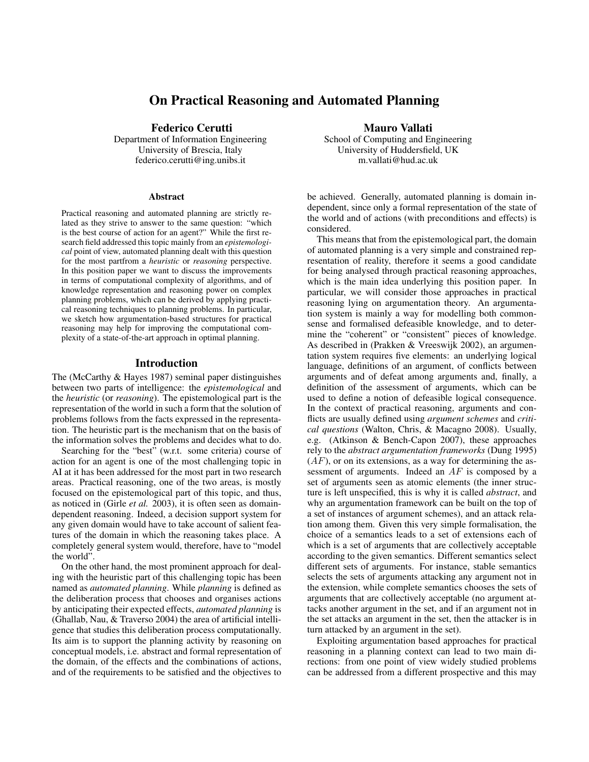# On Practical Reasoning and Automated Planning

**Federico Cerutti**
Department of Information Engineering
University of Brescia, Italy
federico.cerutti@ing.unibs.it

**Mauro Vallati**
School of Computing and Engineering
University of Huddersfield, UK
m.vallati@hud.ac.uk

### Abstract

Practical reasoning and automated planning are strictly related as they strive to answer to the same question: "which is the best course of action for an agent?" While the first research field addressed this topic mainly from an *epistemological* point of view, automated planning dealt with this question for the most partfrom a *heuristic* or *reasoning* perspective. In this position paper we want to discuss the improvements in terms of computational complexity of algorithms, and of knowledge representation and reasoning power on complex planning problems, which can be derived by applying practical reasoning techniques to planning problems. In particular, we sketch how argumentation-based structures for practical reasoning may help for improving the computational complexity of a state-of-the-art approach in optimal planning.

## Introduction

The (McCarthy & Hayes 1987) seminal paper distinguishes between two parts of intelligence: the *epistemological* and the *heuristic* (or *reasoning*). The epistemological part is the representation of the world in such a form that the solution of problems follows from the facts expressed in the representation. The heuristic part is the mechanism that on the basis of the information solves the problems and decides what to do.

Searching for the "best" (w.r.t. some criteria) course of action for an agent is one of the most challenging topic in AI at it has been addressed for the most part in two research areas. Practical reasoning, one of the two areas, is mostly focused on the epistemological part of this topic, and thus, as noticed in (Girle *et al.* 2003), it is often seen as domain-dependent reasoning. Indeed, a decision support system for any given domain would have to take account of salient features of the domain in which the reasoning takes place. A completely general system would, therefore, have to "model the world".

On the other hand, the most prominent approach for dealing with the heuristic part of this challenging topic has been named as *automated planning*. While *planning* is defined as the deliberation process that chooses and organises actions by anticipating their expected effects, *automated planning* is (Ghallab, Nau, & Traverso 2004) the area of artificial intelligence that studies this deliberation process computationally. Its aim is to support the planning activity by reasoning on conceptual models, i.e. abstract and formal representation of the domain, of the effects and the combinations of actions, and of the requirements to be satisfied and the objectives to be achieved. Generally, automated planning is domain independent, since only a formal representation of the state of the world and of actions (with preconditions and effects) is considered.

This means that from the epistemological part, the domain of automated planning is a very simple and constrained representation of reality, therefore it seems a good candidate for being analysed through practical reasoning approaches, which is the main idea underlying this position paper. In particular, we will consider those approaches in practical reasoning lying on argumentation theory. An argumentation system is mainly a way for modelling both commonsense and formalised defeasible knowledge, and to determine the "coherent" or "consistent" pieces of knowledge. As described in (Prakken & Vreeswijk 2002), an argumentation system requires five elements: an underlying logical language, definitions of an argument, of conflicts between arguments and of defeat among arguments and, finally, a definition of the assessment of arguments, which can be used to define a notion of defeasible logical consequence. In the context of practical reasoning, arguments and conflicts are usually defined using *argument schemes* and *critical questions* (Walton, Chris, & Macagno 2008). Usually, e.g. (Atkinson & Bench-Capon 2007), these approaches rely to the *abstract argumentation frameworks* (Dung 1995) ($AF$), or on its extensions, as a way for determining the assessment of arguments. Indeed an $AF$ is composed by a set of arguments seen as atomic elements (the inner structure is left unspecified, this is why it is called *abstract*, and why an argumentation framework can be built on the top of a set of instances of argument schemes), and an attack relation among them. Given this very simple formalisation, the choice of a semantics leads to a set of extensions each of which is a set of arguments that are collectively acceptable according to the given semantics. Different semantics select different sets of arguments. For instance, stable semantics selects the sets of arguments attacking any argument not in the extension, while complete semantics chooses the sets of arguments that are collectively acceptable (no argument attacks another argument in the set, and if an argument not in the set attacks an argument in the set, then the attacker is in turn attacked by an argument in the set).

Exploiting argumentation based approaches for practical reasoning in a planning context can lead to two main directions: from one point of view widely studied problems can be addressed from a different prospective and this may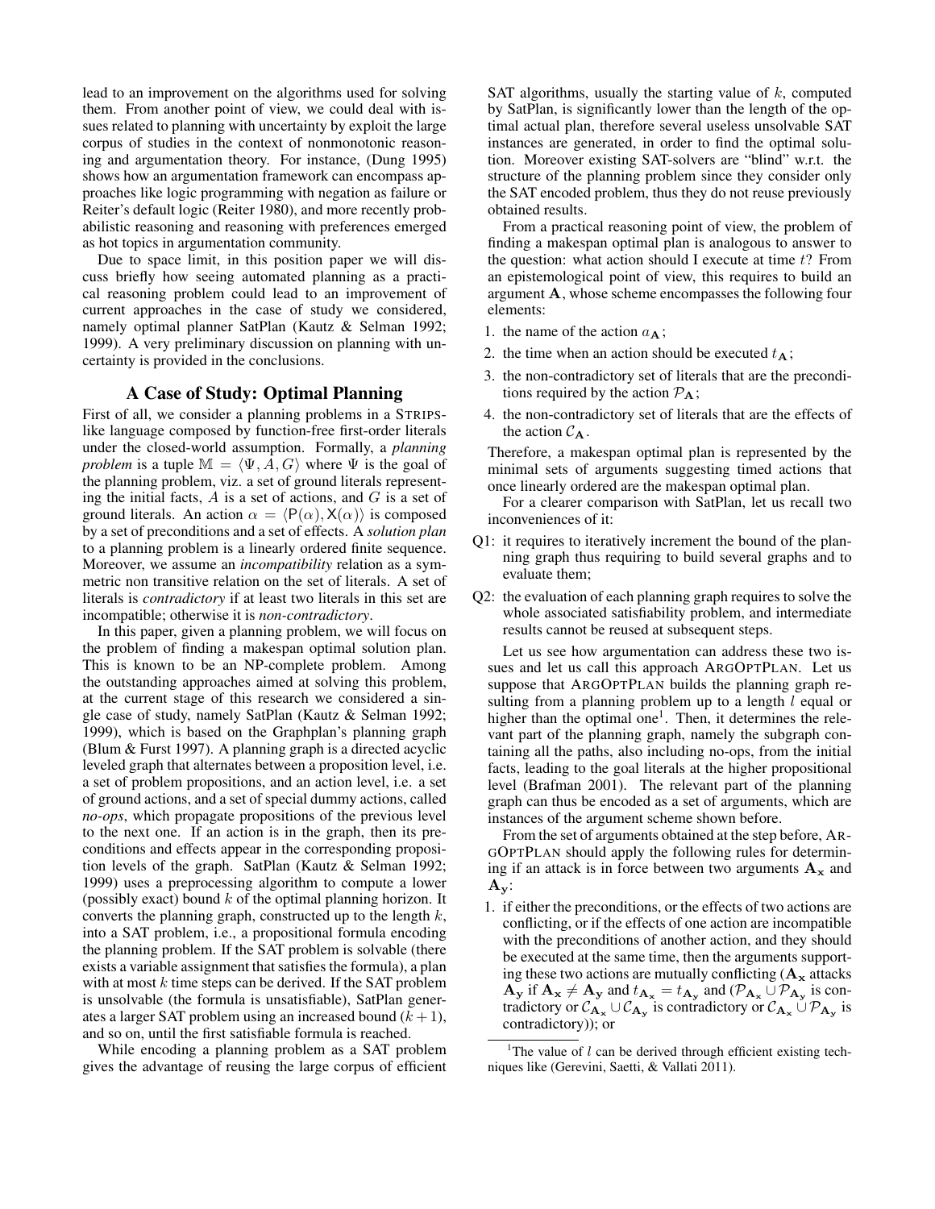lead to an improvement on the algorithms used for solving them. From another point of view, we could deal with issues related to planning with uncertainty by exploit the large corpus of studies in the context of nonmonotonic reasoning and argumentation theory. For instance, (Dung 1995) shows how an argumentation framework can encompass approaches like logic programming with negation as failure or Reiter's default logic (Reiter 1980), and more recently probabilistic reasoning and reasoning with preferences emerged as hot topics in argumentation community.

Due to space limit, in this position paper we will discuss briefly how seeing automated planning as a practical reasoning problem could lead to an improvement of current approaches in the case of study we considered, namely optimal planner SatPlan (Kautz & Selman 1992; 1999). A very preliminary discussion on planning with uncertainty is provided in the conclusions.

## A Case of Study: Optimal Planning

First of all, we consider a planning problems in a STRIPS-like language composed by function-free first-order literals under the closed-world assumption. Formally, a *planning problem* is a tuple $\mathbb{M} = \langle \Psi, A, G \rangle$ where $\Psi$ is the goal of the planning problem, viz. a set of ground literals representing the initial facts, $A$ is a set of actions, and $G$ is a set of ground literals. An action $\alpha = \langle \mathsf{P}(\alpha), \mathsf{X}(\alpha) \rangle$ is composed by a set of preconditions and a set of effects. A *solution plan* to a planning problem is a linearly ordered finite sequence. Moreover, we assume an *incompatibility* relation as a symmetric non transitive relation on the set of literals. A set of literals is *contradictory* if at least two literals in this set are incompatible; otherwise it is *non-contradictory*.

In this paper, given a planning problem, we will focus on the problem of finding a makespan optimal solution plan. This is known to be an NP-complete problem. Among the outstanding approaches aimed at solving this problem, at the current stage of this research we considered a single case of study, namely SatPlan (Kautz & Selman 1992; 1999), which is based on the Graphplan's planning graph (Blum & Furst 1997). A planning graph is a directed acyclic leveled graph that alternates between a proposition level, i.e. a set of problem propositions, and an action level, i.e. a set of ground actions, and a set of special dummy actions, called *no-ops*, which propagate propositions of the previous level to the next one. If an action is in the graph, then its preconditions and effects appear in the corresponding proposition levels of the graph. SatPlan (Kautz & Selman 1992; 1999) uses a preprocessing algorithm to compute a lower (possibly exact) bound $k$ of the optimal planning horizon. It converts the planning graph, constructed up to the length $k$, into a SAT problem, i.e., a propositional formula encoding the planning problem. If the SAT problem is solvable (there exists a variable assignment that satisfies the formula), a plan with at most $k$ time steps can be derived. If the SAT problem is unsolvable (the formula is unsatisfiable), SatPlan generates a larger SAT problem using an increased bound $(k + 1)$, and so on, until the first satisfiable formula is reached.

While encoding a planning problem as a SAT problem gives the advantage of reusing the large corpus of efficient SAT algorithms, usually the starting value of $k$, computed by SatPlan, is significantly lower than the length of the optimal actual plan, therefore several useless unsolvable SAT instances are generated, in order to find the optimal solution. Moreover existing SAT-solvers are "blind" w.r.t. the structure of the planning problem since they consider only the SAT encoded problem, thus they do not reuse previously obtained results.

From a practical reasoning point of view, the problem of finding a makespan optimal plan is analogous to answer to the question: what action should I execute at time $t$? From an epistemological point of view, this requires to build an argument $\mathbf{A}$, whose scheme encompasses the following four elements:

1. the name of the action $a_{\mathbf{A}}$;
2. the time when an action should be executed $t_{\mathbf{A}}$;
3. the non-contradictory set of literals that are the preconditions required by the action $\mathcal{P}_{\mathbf{A}}$;
4. the non-contradictory set of literals that are the effects of the action $\mathcal{C}_{\mathbf{A}}$.

Therefore, a makespan optimal plan is represented by the minimal sets of arguments suggesting timed actions that once linearly ordered are the makespan optimal plan.

For a clearer comparison with SatPlan, let us recall two inconveniences of it:

- Q1: it requires to iteratively increment the bound of the planning graph thus requiring to build several graphs and to evaluate them;
- Q2: the evaluation of each planning graph requires to solve the whole associated satisfiability problem, and intermediate results cannot be reused at subsequent steps.

Let us see how argumentation can address these two issues and let us call this approach ARGOPTPLAN. Let us suppose that ARGOPTPLAN builds the planning graph resulting from a planning problem up to a length $l$ equal or higher than the optimal one[1]. Then, it determines the relevant part of the planning graph, namely the subgraph containing all the paths, also including no-ops, from the initial facts, leading to the goal literals at the higher propositional level (Brafman 2001). The relevant part of the planning graph can thus be encoded as a set of arguments, which are instances of the argument scheme shown before.

From the set of arguments obtained at the step before, ARGOPTPLAN should apply the following rules for determining if an attack is in force between two arguments $\mathbf{A_x}$ and $\mathbf{A_y}$:

1. if either the preconditions, or the effects of two actions are conflicting, or if the effects of one action are incompatible with the preconditions of another action, and they should be executed at the same time, then the arguments supporting these two actions are mutually conflicting ($\mathbf{A_x}$ attacks $\mathbf{A_y}$ if $\mathbf{A_x} \neq \mathbf{A_y}$ and $t_{\mathbf{A_x}} = t_{\mathbf{A_y}}$ and ($\mathcal{P}_{\mathbf{A_x}} \cup \mathcal{P}_{\mathbf{A_y}}$ is contradictory or $\mathcal{C}_{\mathbf{A_x}} \cup \mathcal{C}_{\mathbf{A_y}}$ is contradictory or $\mathcal{C}_{\mathbf{A_x}} \cup \mathcal{P}_{\mathbf{A_y}}$ is contradictory)); or

[1] The value of $l$ can be derived through efficient existing techniques like (Gerevini, Saetti, & Vallati 2011).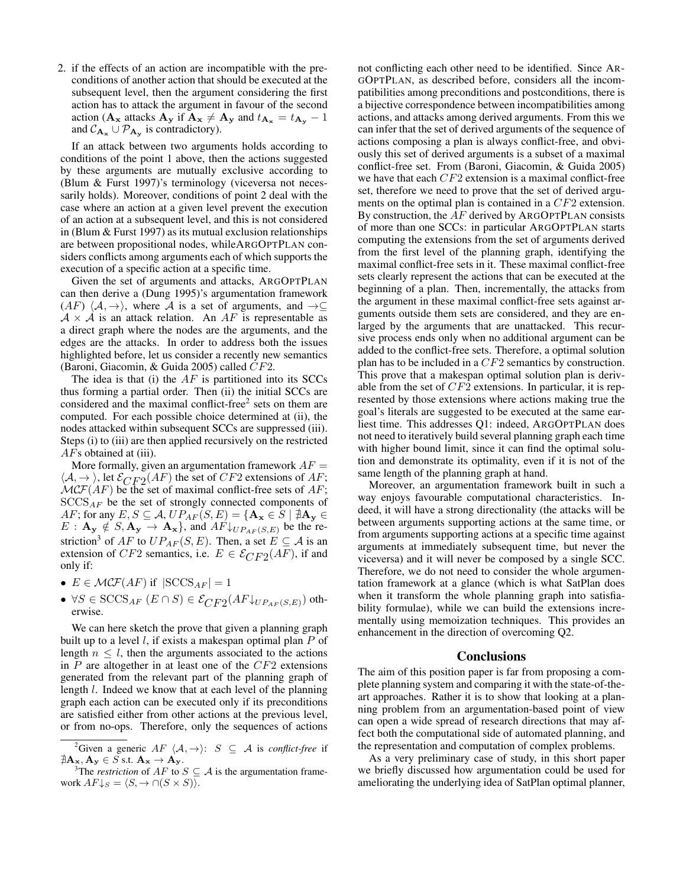2. if the effects of an action are incompatible with the preconditions of another action that should be executed at the subsequent level, then the argument considering the first action has to attack the argument in favour of the second action ($\mathbf{A_x}$ attacks $\mathbf{A_y}$ if $\mathbf{A_x} \neq \mathbf{A_y}$ and $t_{\mathbf{A_x}} = t_{\mathbf{A_y}} - 1$ and $\mathcal{C}_{\mathbf{A_x}} \cup \mathcal{P}_{\mathbf{A_y}}$ is contradictory).

If an attack between two arguments holds according to conditions of the point 1 above, then the actions suggested by these arguments are mutually exclusive according to (Blum & Furst 1997)'s terminology (viceversa not necessarily holds). Moreover, conditions of point 2 deal with the case where an action at a given level prevent the execution of an action at a subsequent level, and this is not considered in (Blum & Furst 1997) as its mutual exclusion relationships are between propositional nodes, whileARGOPTPLAN considers conflicts among arguments each of which supports the execution of a specific action at a specific time.

Given the set of arguments and attacks, ARGOPTPLAN can then derive a (Dung 1995)'s argumentation framework ($AF$) $\langle \mathcal{A}, \rightarrow \rangle$, where $\mathcal{A}$ is a set of arguments, and $\rightarrow \subseteq \mathcal{A} \times \mathcal{A}$ is an attack relation. An $AF$ is representable as a direct graph where the nodes are the arguments, and the edges are the attacks. In order to address both the issues highlighted before, let us consider a recently new semantics (Baroni, Giacomin, & Guida 2005) called $CF2$.

The idea is that (i) the $AF$ is partitioned into its SCCs thus forming a partial order. Then (ii) the initial SCCs are considered and the maximal conflict-free[2] sets on them are computed. For each possible choice determined at (ii), the nodes attacked within subsequent SCCs are suppressed (iii). Steps (i) to (iii) are then applied recursively on the restricted $AF$s obtained at (iii).

More formally, given an argumentation framework $AF = \langle \mathcal{A}, \rightarrow \rangle$, let $\mathcal{E}_{CF2}(AF)$ the set of $CF2$ extensions of $AF$; $\mathcal{MCF}(AF)$ be the set of maximal conflict-free sets of $AF$; $\text{SCCS}_{AF}$ be the set of strongly connected components of $AF$; for any $E, S \subseteq \mathcal{A}$, $UP_{AF}(S, E) = \{\mathbf{A_x} \in S \mid \nexists \mathbf{A_y} \in E : \mathbf{A_y} \notin S, \mathbf{A_y} \rightarrow \mathbf{A_x}\}$, and $AF{\downarrow}_{UP_{AF}(S,E)}$ be the restriction[3] of $AF$ to $UP_{AF}(S, E)$. Then, a set $E \subseteq \mathcal{A}$ is an extension of $CF2$ semantics, i.e. $E \in \mathcal{E}_{CF2}(AF)$, if and only if:

- $E \in \mathcal{MCF}(AF)$ if $|\text{SCCS}_{AF}| = 1$
- $\forall S \in \text{SCCS}_{AF}$ $(E \cap S) \in \mathcal{E}_{CF2}(AF{\downarrow}_{UP_{AF}(S,E)})$ otherwise.

We can here sketch the prove that given a planning graph built up to a level $l$, if exists a makespan optimal plan $P$ of length $n \leq l$, then the arguments associated to the actions in $P$ are altogether in at least one of the $CF2$ extensions generated from the relevant part of the planning graph of length $l$. Indeed we know that at each level of the planning graph each action can be executed only if its preconditions are satisfied either from other actions at the previous level, or from no-ops. Therefore, only the sequences of actions not conflicting each other need to be identified. Since ARGOPTPLAN, as described before, considers all the incompatibilities among preconditions and postconditions, there is a bijective correspondence between incompatibilities among actions, and attacks among derived arguments. From this we can infer that the set of derived arguments of the sequence of actions composing a plan is always conflict-free, and obviously this set of derived arguments is a subset of a maximal conflict-free set. From (Baroni, Giacomin, & Guida 2005) we have that each $CF2$ extension is a maximal conflict-free set, therefore we need to prove that the set of derived arguments on the optimal plan is contained in a $CF2$ extension. By construction, the $AF$ derived by ARGOPTPLAN consists of more than one SCCs: in particular ARGOPTPLAN starts computing the extensions from the set of arguments derived from the first level of the planning graph, identifying the maximal conflict-free sets in it. These maximal conflict-free sets clearly represent the actions that can be executed at the beginning of a plan. Then, incrementally, the attacks from the argument in these maximal conflict-free sets against arguments outside them sets are considered, and they are enlarged by the arguments that are unattacked. This recursive process ends only when no additional argument can be added to the conflict-free sets. Therefore, a optimal solution plan has to be included in a $CF2$ semantics by construction. This prove that a makespan optimal solution plan is derivable from the set of $CF2$ extensions. In particular, it is represented by those extensions where actions making true the goal's literals are suggested to be executed at the same earliest time. This addresses Q1: indeed, ARGOPTPLAN does not need to iteratively build several planning graph each time with higher bound limit, since it can find the optimal solution and demonstrate its optimality, even if it is not of the same length of the planning graph at hand.

Moreover, an argumentation framework built in such a way enjoys favourable computational characteristics. Indeed, it will have a strong directionality (the attacks will be between arguments supporting actions at the same time, or from arguments supporting actions at a specific time against arguments at immediately subsequent time, but never the viceversa) and it will never be composed by a single SCC. Therefore, we do not need to consider the whole argumentation framework at a glance (which is what SatPlan does when it transform the whole planning graph into satisfiability formulae), while we can build the extensions incrementally using memoization techniques. This provides an enhancement in the direction of overcoming Q2.

## Conclusions

The aim of this position paper is far from proposing a complete planning system and comparing it with the state-of-the-art approaches. Rather it is to show that looking at a planning problem from an argumentation-based point of view can open a wide spread of research directions that may affect both the computational side of automated planning, and the representation and computation of complex problems.

As a very preliminary case of study, in this short paper we briefly discussed how argumentation could be used for ameliorating the underlying idea of SatPlan optimal planner,

---

[2] Given a generic $AF$ $\langle \mathcal{A}, \rightarrow \rangle$: $S \subseteq \mathcal{A}$ is *conflict-free* if $\nexists \mathbf{A_x}, \mathbf{A_y} \in S$ s.t. $\mathbf{A_x} \rightarrow \mathbf{A_y}$.

[3] The *restriction* of $AF$ to $S \subseteq \mathcal{A}$ is the argumentation framework $AF{\downarrow}_S = \langle S, \rightarrow \cap (S \times S) \rangle$.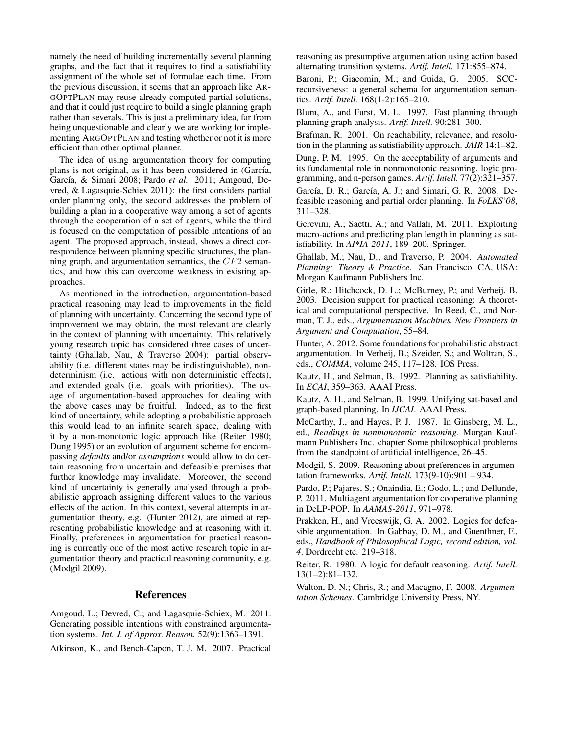namely the need of building incrementally several planning graphs, and the fact that it requires to find a satisfiability assignment of the whole set of formulae each time. From the previous discussion, it seems that an approach like ArgOptPlan may reuse already computed partial solutions, and that it could just require to build a single planning graph rather than severals. This is just a preliminary idea, far from being unquestionable and clearly we are working for implementing ArgOptPlan and testing whether or not it is more efficient than other optimal planner.

The idea of using argumentation theory for computing plans is not original, as it has been considered in (García, García, & Simari 2008; Pardo *et al.* 2011; Amgoud, Devred, & Lagasquie-Schiex 2011): the first considers partial order planning only, the second addresses the problem of building a plan in a cooperative way among a set of agents through the cooperation of a set of agents, while the third is focused on the computation of possible intentions of an agent. The proposed approach, instead, shows a direct correspondence between planning specific structures, the planning graph, and argumentation semantics, the $CF2$ semantics, and how this can overcome weakness in existing approaches.

As mentioned in the introduction, argumentation-based practical reasoning may lead to improvements in the field of planning with uncertainty. Concerning the second type of improvement we may obtain, the most relevant are clearly in the context of planning with uncertainty. This relatively young research topic has considered three cases of uncertainty (Ghallab, Nau, & Traverso 2004): partial observability (i.e. different states may be indistinguishable), non-determinism (i.e. actions with non deterministic effects), and extended goals (i.e. goals with priorities). The usage of argumentation-based approaches for dealing with the above cases may be fruitful. Indeed, as to the first kind of uncertainty, while adopting a probabilistic approach this would lead to an infinite search space, dealing with it by a non-monotonic logic approach like (Reiter 1980; Dung 1995) or an evolution of argument scheme for encompassing *defaults* and/or *assumptions* would allow to do certain reasoning from uncertain and defeasible premises that further knowledge may invalidate. Moreover, the second kind of uncertainty is generally analysed through a probabilistic approach assigning different values to the various effects of the action. In this context, several attempts in argumentation theory, e.g. (Hunter 2012), are aimed at representing probabilistic knowledge and at reasoning with it. Finally, preferences in argumentation for practical reasoning is currently one of the most active research topic in argumentation theory and practical reasoning community, e.g. (Modgil 2009).

## References

Amgoud, L.; Devred, C.; and Lagasquie-Schiex, M. 2011. Generating possible intentions with constrained argumentation systems. *Int. J. of Approx. Reason.* 52(9):1363–1391.

Atkinson, K., and Bench-Capon, T. J. M. 2007. Practical reasoning as presumptive argumentation using action based alternating transition systems. *Artif. Intell.* 171:855–874.

Baroni, P.; Giacomin, M.; and Guida, G. 2005. SCC-recursiveness: a general schema for argumentation semantics. *Artif. Intell.* 168(1-2):165–210.

Blum, A., and Furst, M. L. 1997. Fast planning through planning graph analysis. *Artif. Intell.* 90:281–300.

Brafman, R. 2001. On reachability, relevance, and resolution in the planning as satisfiability approach. *JAIR* 14:1–82.

Dung, P. M. 1995. On the acceptability of arguments and its fundamental role in nonmonotonic reasoning, logic programming, and n-person games. *Artif. Intell.* 77(2):321–357.

García, D. R.; García, A. J.; and Simari, G. R. 2008. Defeasible reasoning and partial order planning. In *FoLKS'08*, 311–328.

Gerevini, A.; Saetti, A.; and Vallati, M. 2011. Exploiting macro-actions and predicting plan length in planning as satisfiability. In *AI\*IA-2011*, 189–200. Springer.

Ghallab, M.; Nau, D.; and Traverso, P. 2004. *Automated Planning: Theory & Practice*. San Francisco, CA, USA: Morgan Kaufmann Publishers Inc.

Girle, R.; Hitchcock, D. L.; McBurney, P.; and Verheij, B. 2003. Decision support for practical reasoning: A theoretical and computational perspective. In Reed, C., and Norman, T. J., eds., *Argumentation Machines. New Frontiers in Argument and Computation*, 55–84.

Hunter, A. 2012. Some foundations for probabilistic abstract argumentation. In Verheij, B.; Szeider, S.; and Woltran, S., eds., *COMMA*, volume 245, 117–128. IOS Press.

Kautz, H., and Selman, B. 1992. Planning as satisfiability. In *ECAI*, 359–363. AAAI Press.

Kautz, A. H., and Selman, B. 1999. Unifying sat-based and graph-based planning. In *IJCAI*. AAAI Press.

McCarthy, J., and Hayes, P. J. 1987. In Ginsberg, M. L., ed., *Readings in nonmonotonic reasoning*. Morgan Kaufmann Publishers Inc. chapter Some philosophical problems from the standpoint of artificial intelligence, 26–45.

Modgil, S. 2009. Reasoning about preferences in argumentation frameworks. *Artif. Intell.* 173(9-10):901 – 934.

Pardo, P.; Pajares, S.; Onaindia, E.; Godo, L.; and Dellunde, P. 2011. Multiagent argumentation for cooperative planning in DeLP-POP. In *AAMAS-2011*, 971–978.

Prakken, H., and Vreeswijk, G. A. 2002. Logics for defeasible argumentation. In Gabbay, D. M., and Guenthner, F., eds., *Handbook of Philosophical Logic, second edition, vol. 4*. Dordrecht etc. 219–318.

Reiter, R. 1980. A logic for default reasoning. *Artif. Intell.* 13(1–2):81–132.

Walton, D. N.; Chris, R.; and Macagno, F. 2008. *Argumentation Schemes*. Cambridge University Press, NY.